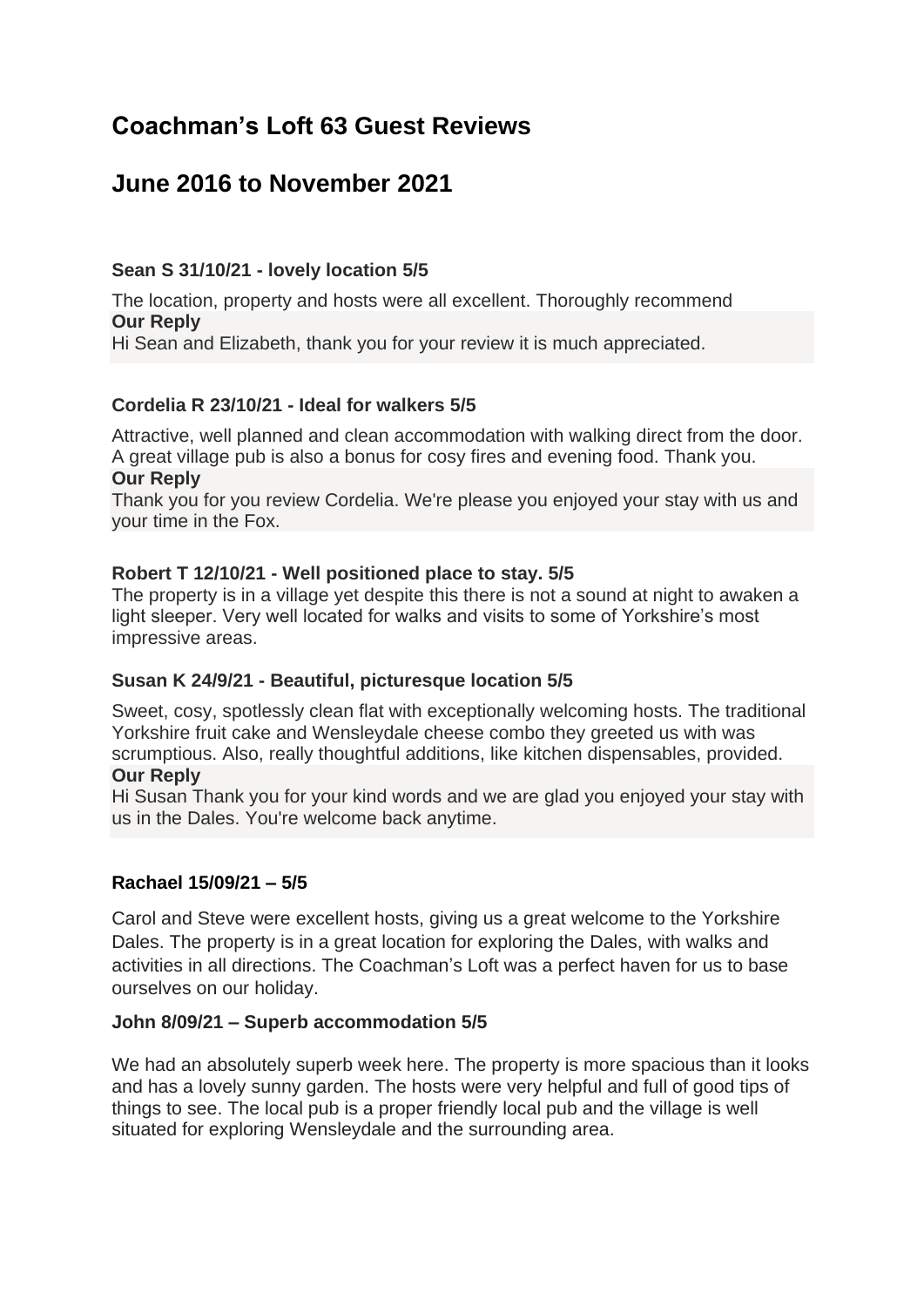# Coachman's Loft 63 Guest Reviews

# June 2016 to November 2021

### Sean S 31/10/21 - lovely location 5/5

The location, property and hosts were all excellent. Thoroughly recommend

**Our Reply**

Hi Sean and Elizabeth, thank you for your review it is much appreciated.

### Cordelia R 23/10/21 - Ideal for walkers 5/5

Attractive, well planned and clean accommodation with walking direct from the door. A great village pub is also a bonus for cosy fires and evening food. Thank you.

**Our Reply**

Thank you for you review Cordelia. We're please you enjoyed your stay with us and your time in the Fox.

### Robert T 12/10/21 - Well positioned place to stay. 5/5

The property is in a village yet despite this there is not a sound at night to awaken a light sleeper. Very well located for walks and visits to some of Yorkshire's most impressive areas.

### Susan K 24/9/21 - Beautiful, picturesque location 5/5

Sweet, cosy, spotlessly clean flat with exceptionally welcoming hosts. The traditional Yorkshire fruit cake and Wensleydale cheese combo they greeted us with was scrumptious. Also, really thoughtful additions, like kitchen dispensables, provided.

**Our Reply**

Hi Susan Thank you for your kind words and we are glad you enjoyed your stay with us in the Dales. You're welcome back anytime.

### Rachael 15/09/21 – 5/5

Carol and Steve were excellent hosts, giving us a great welcome to the Yorkshire Dales. The property is in a great location for exploring the Dales, with walks and activities in all directions. The Coachman's Loft was a perfect haven for us to base ourselves on our holiday.

### John 8/09/21 – Superb accommodation 5/5

We had an absolutely superb week here. The property is more spacious than it looks and has a lovely sunny garden. The hosts were very helpful and full of good tips of things to see. The local pub is a proper friendly local pub and the village is well situated for exploring Wensleydale and the surrounding area.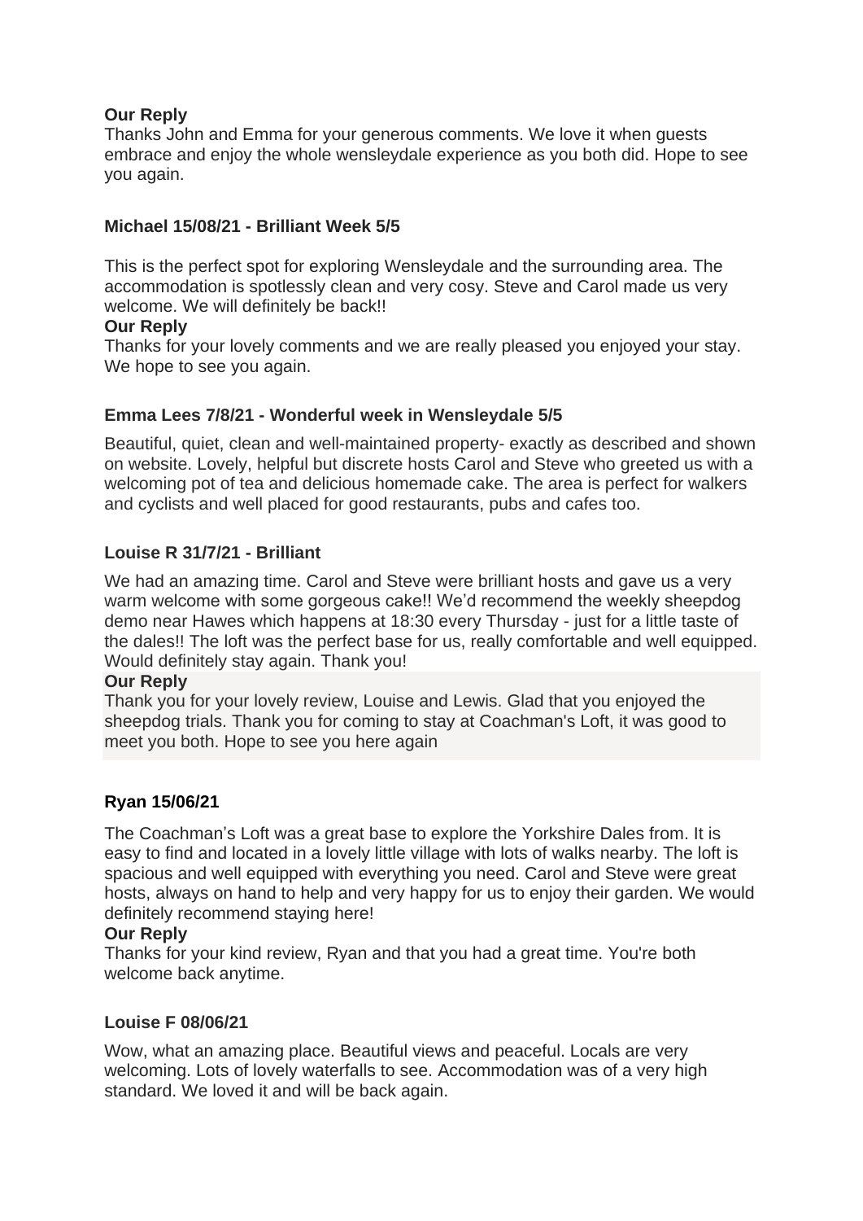**Our Reply**

Thanks John and Emma for your generous comments. We love it when guests embrace and enjoy the whole wensleydale experience as you both did. Hope to see you again.

**Michael 15/08/21 - Brilliant Week 5/5**

This is the perfect spot for exploring Wensleydale and the surrounding area. The accommodation is spotlessly clean and very cosy. Steve and Carol made us very welcome. We will definitely be back!!

**Our Reply**

Thanks for your lovely comments and we are really pleased you enjoyed your stay. We hope to see you again.

**Emma Lees 7/8/21 - Wonderful week in Wensleydale 5/5**

Beautiful, quiet, clean and well-maintained property- exactly as described and shown on website. Lovely, helpful but discrete hosts Carol and Steve who greeted us with a welcoming pot of tea and delicious homemade cake. The area is perfect for walkers and cyclists and well placed for good restaurants, pubs and cafes too.

**Louise R 31/7/21 - Brilliant**

We had an amazing time. Carol and Steve were brilliant hosts and gave us a very warm welcome with some gorgeous cake!! We'd recommend the weekly sheepdog demo near Hawes which happens at 18:30 every Thursday - just for a little taste of the dales!! The loft was the perfect base for us, really comfortable and well equipped. Would definitely stay again. Thank you!

**Our Reply**

Thank you for your lovely review, Louise and Lewis. Glad that you enjoyed the sheepdog trials. Thank you for coming to stay at Coachman's Loft, it was good to meet you both. Hope to see you here again

**Ryan 15/06/21**

The Coachman's Loft was a great base to explore the Yorkshire Dales from. It is easy to find and located in a lovely little village with lots of walks nearby. The loft is spacious and well equipped with everything you need. Carol and Steve were great hosts, always on hand to help and very happy for us to enjoy their garden. We would definitely recommend staying here!

**Our Reply**

Thanks for your kind review, Ryan and that you had a great time. You're both welcome back anytime.

**Louise F 08/06/21**

Wow, what an amazing place. Beautiful views and peaceful. Locals are very welcoming. Lots of lovely waterfalls to see. Accommodation was of a very high standard. We loved it and will be back again.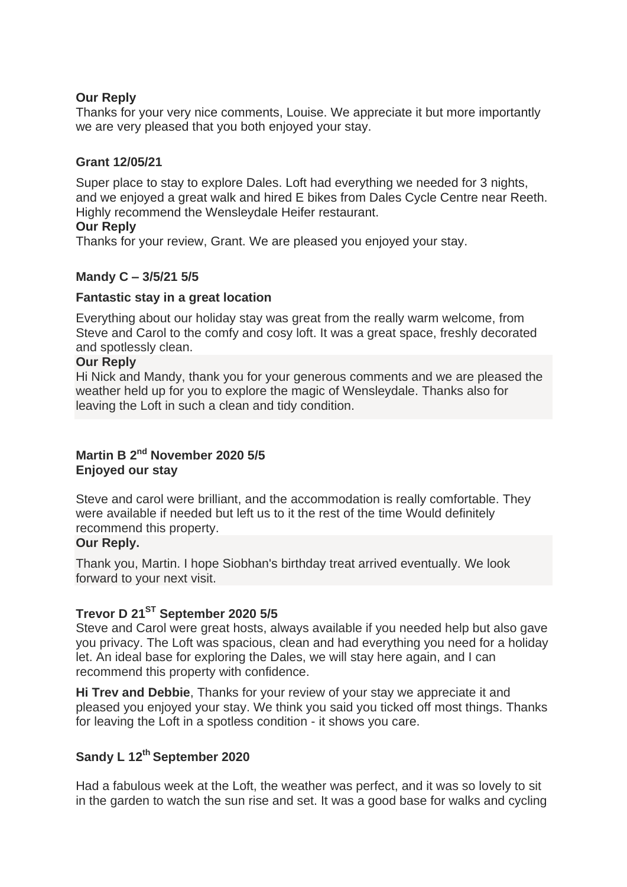**Our Reply**

Thanks for your very nice comments, Louise. We appreciate it but more importantly we are very pleased that you both enjoyed your stay.

**Grant 12/05/21**

Super place to stay to explore Dales. Loft had everything we needed for 3 nights, and we enjoyed a great walk and hired E bikes from Dales Cycle Centre near Reeth. Highly recommend the Wensleydale Heifer restaurant.

**Our Reply**

Thanks for your review, Grant. We are pleased you enjoyed your stay.

**Mandy C – 3/5/21 5/5**

**Fantastic stay in a great location**

Everything about our holiday stay was great from the really warm welcome, from Steve and Carol to the comfy and cosy loft. It was a great space, freshly decorated and spotlessly clean.

**Our Reply**

Hi Nick and Mandy, thank you for your generous comments and we are pleased the weather held up for you to explore the magic of Wensleydale. Thanks also for leaving the Loft in such a clean and tidy condition.

**Martin B 2nd November 2020 5/5**

**Enjoyed our stay**

Steve and carol were brilliant, and the accommodation is really comfortable. They were available if needed but left us to it the rest of the time Would definitely recommend this property.

**Our Reply.**

Thank you, Martin. I hope Siobhan's birthday treat arrived eventually. We look forward to your next visit.

**Trevor D 21ST September 2020 5/5**

Steve and Carol were great hosts, always available if you needed help but also gave you privacy. The Loft was spacious, clean and had everything you need for a holiday let. An ideal base for exploring the Dales, we will stay here again, and I can recommend this property with confidence.

**Hi Trev and Debbie**, Thanks for your review of your stay we appreciate it and pleased you enjoyed your stay. We think you said you ticked off most things. Thanks for leaving the Loft in a spotless condition - it shows you care.

**Sandy L 12th September 2020**

Had a fabulous week at the Loft, the weather was perfect, and it was so lovely to sit in the garden to watch the sun rise and set. It was a good base for walks and cycling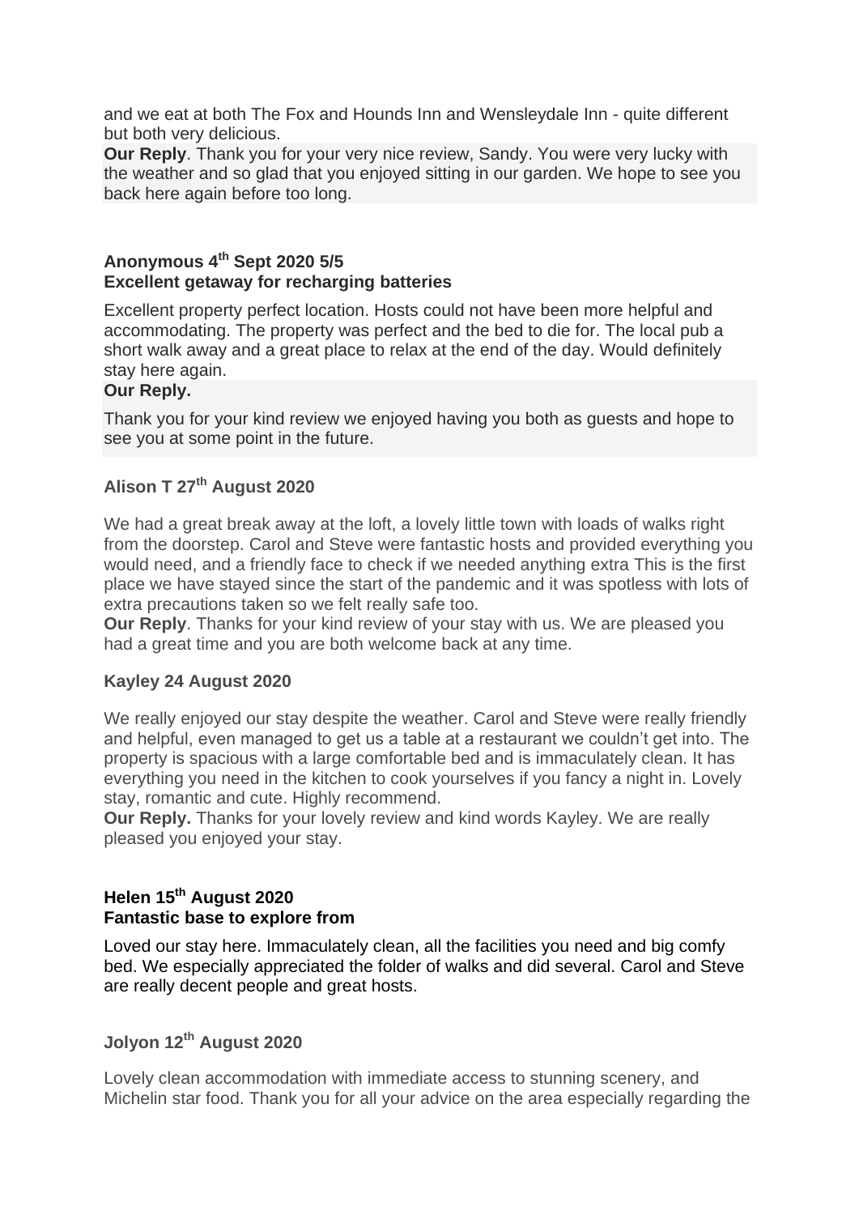and we eat at both The Fox and Hounds Inn and Wensleydale Inn - quite different but both very delicious.

**Our Reply**. Thank you for your very nice review, Sandy. You were very lucky with the weather and so glad that you enjoyed sitting in our garden. We hope to see you back here again before too long.

**Anonymous 4th Sept 2020 5/5**
**Excellent getaway for recharging batteries**

Excellent property perfect location. Hosts could not have been more helpful and accommodating. The property was perfect and the bed to die for. The local pub a short walk away and a great place to relax at the end of the day. Would definitely stay here again.

**Our Reply.**

Thank you for your kind review we enjoyed having you both as guests and hope to see you at some point in the future.

**Alison T 27th August 2020**

We had a great break away at the loft, a lovely little town with loads of walks right from the doorstep. Carol and Steve were fantastic hosts and provided everything you would need, and a friendly face to check if we needed anything extra This is the first place we have stayed since the start of the pandemic and it was spotless with lots of extra precautions taken so we felt really safe too.

**Our Reply**. Thanks for your kind review of your stay with us. We are pleased you had a great time and you are both welcome back at any time.

**Kayley 24 August 2020**

We really enjoyed our stay despite the weather. Carol and Steve were really friendly and helpful, even managed to get us a table at a restaurant we couldn't get into. The property is spacious with a large comfortable bed and is immaculately clean. It has everything you need in the kitchen to cook yourselves if you fancy a night in. Lovely stay, romantic and cute. Highly recommend.

**Our Reply.** Thanks for your lovely review and kind words Kayley. We are really pleased you enjoyed your stay.

**Helen 15th August 2020**
**Fantastic base to explore from**

Loved our stay here. Immaculately clean, all the facilities you need and big comfy bed. We especially appreciated the folder of walks and did several. Carol and Steve are really decent people and great hosts.

**Jolyon 12th August 2020**

Lovely clean accommodation with immediate access to stunning scenery, and Michelin star food. Thank you for all your advice on the area especially regarding the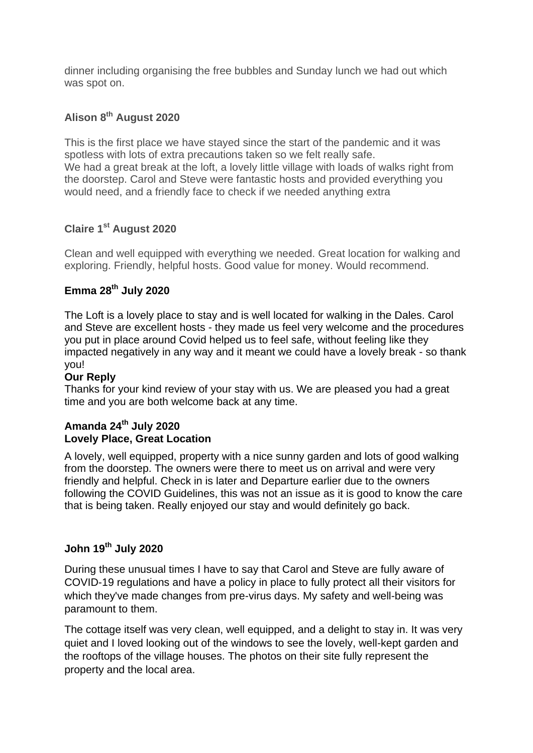dinner including organising the free bubbles and Sunday lunch we had out which was spot on.

### Alison 8th August 2020

This is the first place we have stayed since the start of the pandemic and it was spotless with lots of extra precautions taken so we felt really safe.
We had a great break at the loft, a lovely little village with loads of walks right from the doorstep. Carol and Steve were fantastic hosts and provided everything you would need, and a friendly face to check if we needed anything extra

### Claire 1st August 2020

Clean and well equipped with everything we needed. Great location for walking and exploring. Friendly, helpful hosts. Good value for money. Would recommend.

### Emma 28th July 2020

The Loft is a lovely place to stay and is well located for walking in the Dales. Carol and Steve are excellent hosts - they made us feel very welcome and the procedures you put in place around Covid helped us to feel safe, without feeling like they impacted negatively in any way and it meant we could have a lovely break - so thank you!

**Our Reply**

Thanks for your kind review of your stay with us. We are pleased you had a great time and you are both welcome back at any time.

### Amanda 24th July 2020
**Lovely Place, Great Location**

A lovely, well equipped, property with a nice sunny garden and lots of good walking from the doorstep. The owners were there to meet us on arrival and were very friendly and helpful. Check in is later and Departure earlier due to the owners following the COVID Guidelines, this was not an issue as it is good to know the care that is being taken. Really enjoyed our stay and would definitely go back.

### John 19th July 2020

During these unusual times I have to say that Carol and Steve are fully aware of COVID-19 regulations and have a policy in place to fully protect all their visitors for which they've made changes from pre-virus days. My safety and well-being was paramount to them.

The cottage itself was very clean, well equipped, and a delight to stay in. It was very quiet and I loved looking out of the windows to see the lovely, well-kept garden and the rooftops of the village houses. The photos on their site fully represent the property and the local area.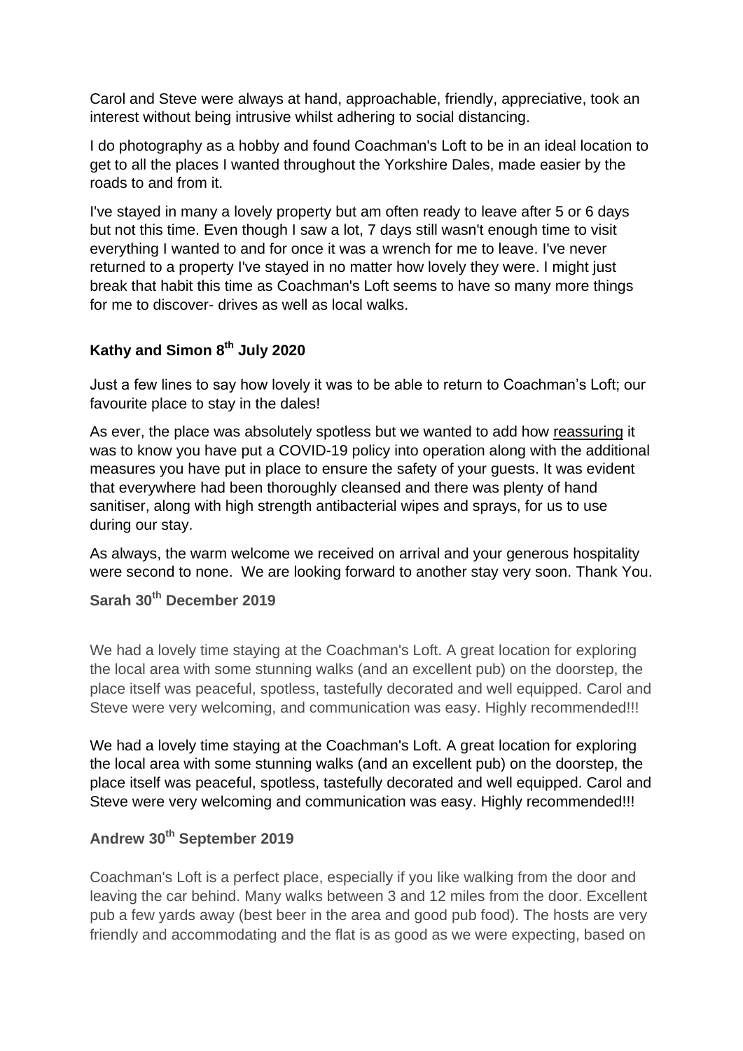Carol and Steve were always at hand, approachable, friendly, appreciative, took an interest without being intrusive whilst adhering to social distancing.

I do photography as a hobby and found Coachman's Loft to be in an ideal location to get to all the places I wanted throughout the Yorkshire Dales, made easier by the roads to and from it.

I've stayed in many a lovely property but am often ready to leave after 5 or 6 days but not this time. Even though I saw a lot, 7 days still wasn't enough time to visit everything I wanted to and for once it was a wrench for me to leave. I've never returned to a property I've stayed in no matter how lovely they were. I might just break that habit this time as Coachman's Loft seems to have so many more things for me to discover- drives as well as local walks.

**Kathy and Simon 8th July 2020**

Just a few lines to say how lovely it was to be able to return to Coachman's Loft; our favourite place to stay in the dales!

As ever, the place was absolutely spotless but we wanted to add how reassuring it was to know you have put a COVID-19 policy into operation along with the additional measures you have put in place to ensure the safety of your guests. It was evident that everywhere had been thoroughly cleansed and there was plenty of hand sanitiser, along with high strength antibacterial wipes and sprays, for us to use during our stay.

As always, the warm welcome we received on arrival and your generous hospitality were second to none. We are looking forward to another stay very soon. Thank You.

**Sarah 30th December 2019**

We had a lovely time staying at the Coachman's Loft. A great location for exploring the local area with some stunning walks (and an excellent pub) on the doorstep, the place itself was peaceful, spotless, tastefully decorated and well equipped. Carol and Steve were very welcoming, and communication was easy. Highly recommended!!!

We had a lovely time staying at the Coachman's Loft. A great location for exploring the local area with some stunning walks (and an excellent pub) on the doorstep, the place itself was peaceful, spotless, tastefully decorated and well equipped. Carol and Steve were very welcoming and communication was easy. Highly recommended!!!

**Andrew 30th September 2019**

Coachman's Loft is a perfect place, especially if you like walking from the door and leaving the car behind. Many walks between 3 and 12 miles from the door. Excellent pub a few yards away (best beer in the area and good pub food). The hosts are very friendly and accommodating and the flat is as good as we were expecting, based on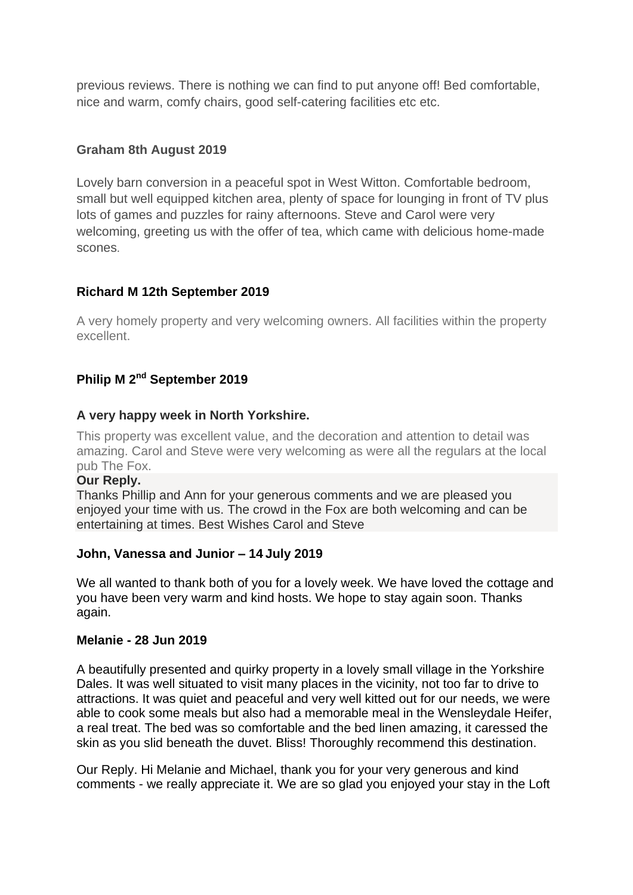previous reviews. There is nothing we can find to put anyone off! Bed comfortable, nice and warm, comfy chairs, good self-catering facilities etc etc.

**Graham 8th August 2019**

Lovely barn conversion in a peaceful spot in West Witton. Comfortable bedroom, small but well equipped kitchen area, plenty of space for lounging in front of TV plus lots of games and puzzles for rainy afternoons. Steve and Carol were very welcoming, greeting us with the offer of tea, which came with delicious home-made scones.

**Richard M 12th September 2019**

A very homely property and very welcoming owners. All facilities within the property excellent.

**Philip M 2nd September 2019**

**A very happy week in North Yorkshire.**

This property was excellent value, and the decoration and attention to detail was amazing. Carol and Steve were very welcoming as were all the regulars at the local pub The Fox.

**Our Reply.**
Thanks Phillip and Ann for your generous comments and we are pleased you enjoyed your time with us. The crowd in the Fox are both welcoming and can be entertaining at times. Best Wishes Carol and Steve

**John, Vanessa and Junior – 14 July 2019**

We all wanted to thank both of you for a lovely week. We have loved the cottage and you have been very warm and kind hosts. We hope to stay again soon. Thanks again.

**Melanie - 28 Jun 2019**

A beautifully presented and quirky property in a lovely small village in the Yorkshire Dales. It was well situated to visit many places in the vicinity, not too far to drive to attractions. It was quiet and peaceful and very well kitted out for our needs, we were able to cook some meals but also had a memorable meal in the Wensleydale Heifer, a real treat. The bed was so comfortable and the bed linen amazing, it caressed the skin as you slid beneath the duvet. Bliss! Thoroughly recommend this destination.

Our Reply. Hi Melanie and Michael, thank you for your very generous and kind comments - we really appreciate it. We are so glad you enjoyed your stay in the Loft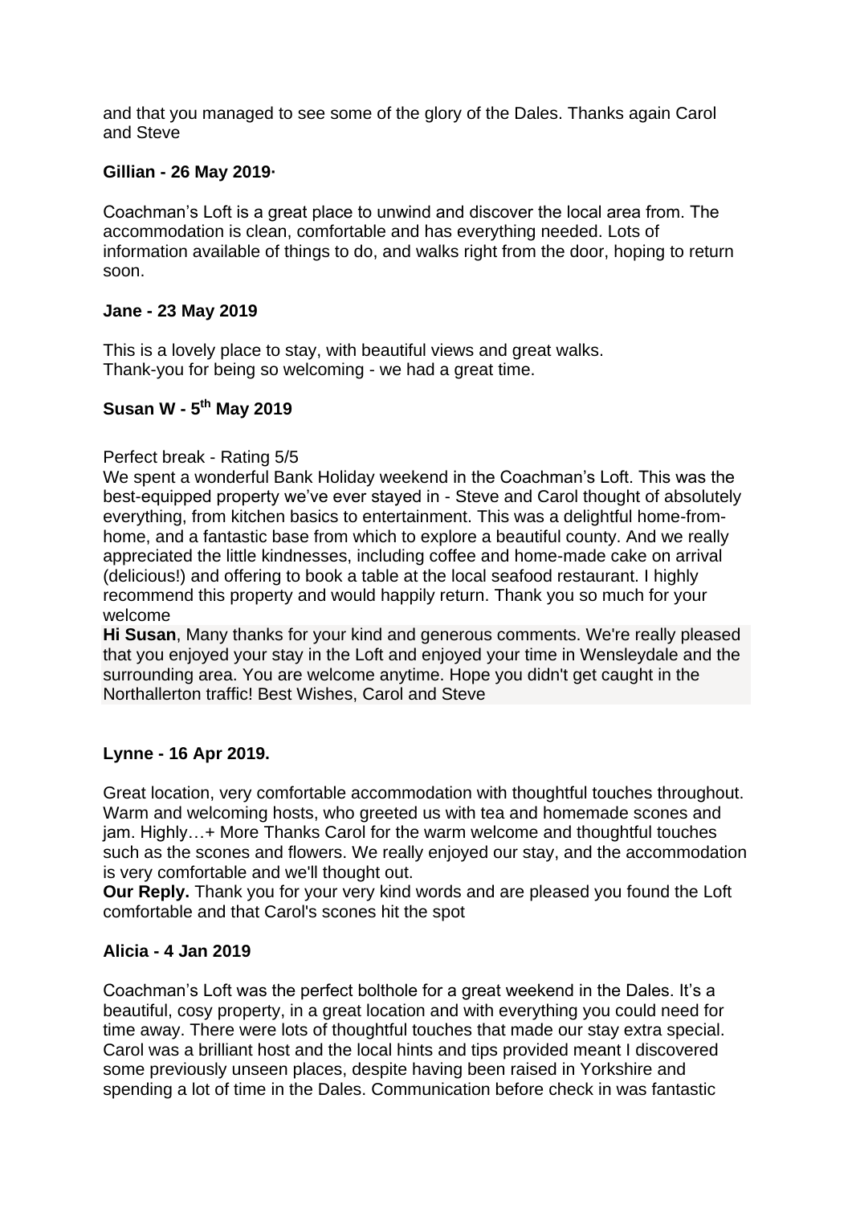and that you managed to see some of the glory of the Dales. Thanks again Carol and Steve

**Gillian - 26 May 2019·**

Coachman's Loft is a great place to unwind and discover the local area from. The accommodation is clean, comfortable and has everything needed. Lots of information available of things to do, and walks right from the door, hoping to return soon.

**Jane - 23 May 2019**

This is a lovely place to stay, with beautiful views and great walks.
Thank-you for being so welcoming - we had a great time.

**Susan W - 5th May 2019**

Perfect break - Rating 5/5
We spent a wonderful Bank Holiday weekend in the Coachman's Loft. This was the best-equipped property we've ever stayed in - Steve and Carol thought of absolutely everything, from kitchen basics to entertainment. This was a delightful home-from-home, and a fantastic base from which to explore a beautiful county. And we really appreciated the little kindnesses, including coffee and home-made cake on arrival (delicious!) and offering to book a table at the local seafood restaurant. I highly recommend this property and would happily return. Thank you so much for your welcome
**Hi Susan**, Many thanks for your kind and generous comments. We're really pleased that you enjoyed your stay in the Loft and enjoyed your time in Wensleydale and the surrounding area. You are welcome anytime. Hope you didn't get caught in the Northallerton traffic! Best Wishes, Carol and Steve

**Lynne - 16 Apr 2019.**

Great location, very comfortable accommodation with thoughtful touches throughout. Warm and welcoming hosts, who greeted us with tea and homemade scones and jam. Highly…+ More Thanks Carol for the warm welcome and thoughtful touches such as the scones and flowers. We really enjoyed our stay, and the accommodation is very comfortable and we'll thought out.
**Our Reply.** Thank you for your very kind words and are pleased you found the Loft comfortable and that Carol's scones hit the spot

**Alicia - 4 Jan 2019**

Coachman's Loft was the perfect bolthole for a great weekend in the Dales. It's a beautiful, cosy property, in a great location and with everything you could need for time away. There were lots of thoughtful touches that made our stay extra special. Carol was a brilliant host and the local hints and tips provided meant I discovered some previously unseen places, despite having been raised in Yorkshire and spending a lot of time in the Dales. Communication before check in was fantastic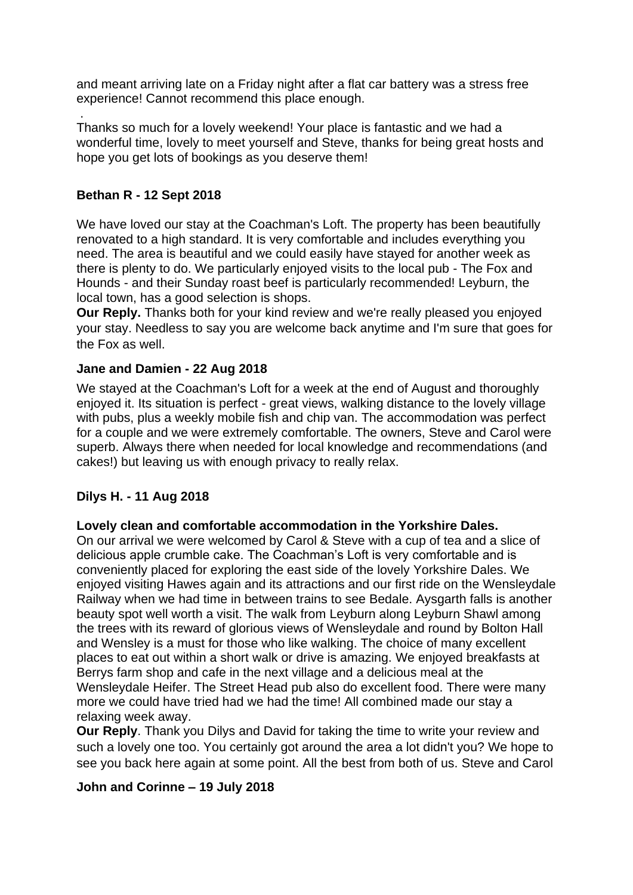and meant arriving late on a Friday night after a flat car battery was a stress free experience! Cannot recommend this place enough.

.

Thanks so much for a lovely weekend! Your place is fantastic and we had a wonderful time, lovely to meet yourself and Steve, thanks for being great hosts and hope you get lots of bookings as you deserve them!

**Bethan R - 12 Sept 2018**

We have loved our stay at the Coachman's Loft. The property has been beautifully renovated to a high standard. It is very comfortable and includes everything you need. The area is beautiful and we could easily have stayed for another week as there is plenty to do. We particularly enjoyed visits to the local pub - The Fox and Hounds - and their Sunday roast beef is particularly recommended! Leyburn, the local town, has a good selection is shops.

**Our Reply.** Thanks both for your kind review and we're really pleased you enjoyed your stay. Needless to say you are welcome back anytime and I'm sure that goes for the Fox as well.

**Jane and Damien - 22 Aug 2018**

We stayed at the Coachman's Loft for a week at the end of August and thoroughly enjoyed it. Its situation is perfect - great views, walking distance to the lovely village with pubs, plus a weekly mobile fish and chip van. The accommodation was perfect for a couple and we were extremely comfortable. The owners, Steve and Carol were superb. Always there when needed for local knowledge and recommendations (and cakes!) but leaving us with enough privacy to really relax.

**Dilys H. - 11 Aug 2018**

**Lovely clean and comfortable accommodation in the Yorkshire Dales.**

On our arrival we were welcomed by Carol & Steve with a cup of tea and a slice of delicious apple crumble cake. The Coachman's Loft is very comfortable and is conveniently placed for exploring the east side of the lovely Yorkshire Dales. We enjoyed visiting Hawes again and its attractions and our first ride on the Wensleydale Railway when we had time in between trains to see Bedale. Aysgarth falls is another beauty spot well worth a visit. The walk from Leyburn along Leyburn Shawl among the trees with its reward of glorious views of Wensleydale and round by Bolton Hall and Wensley is a must for those who like walking. The choice of many excellent places to eat out within a short walk or drive is amazing. We enjoyed breakfasts at Berrys farm shop and cafe in the next village and a delicious meal at the Wensleydale Heifer. The Street Head pub also do excellent food. There were many more we could have tried had we had the time! All combined made our stay a relaxing week away.

**Our Reply**. Thank you Dilys and David for taking the time to write your review and such a lovely one too. You certainly got around the area a lot didn't you? We hope to see you back here again at some point. All the best from both of us. Steve and Carol

**John and Corinne – 19 July 2018**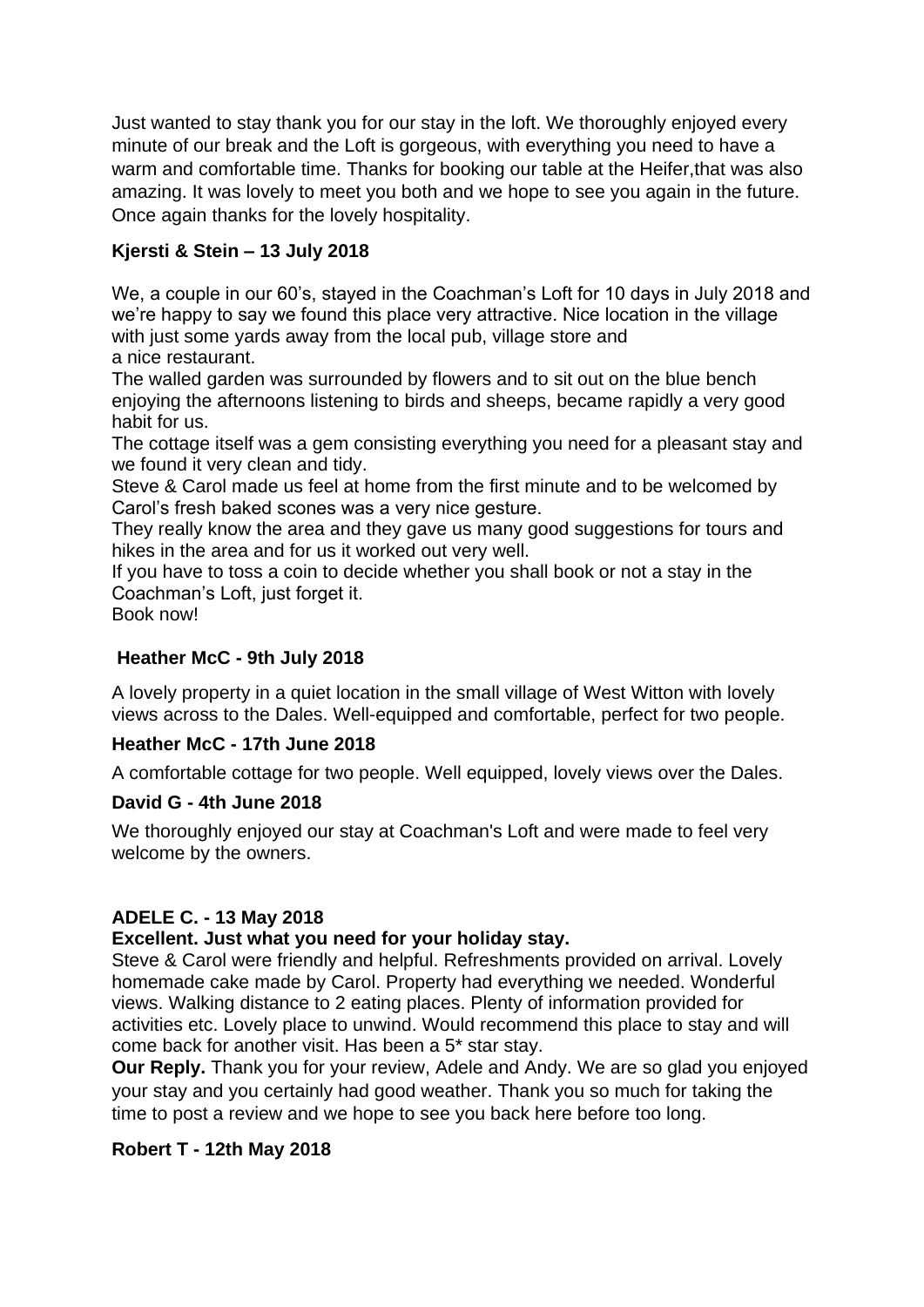Just wanted to stay thank you for our stay in the loft. We thoroughly enjoyed every minute of our break and the Loft is gorgeous, with everything you need to have a warm and comfortable time. Thanks for booking our table at the Heifer,that was also amazing. It was lovely to meet you both and we hope to see you again in the future. Once again thanks for the lovely hospitality.

**Kjersti & Stein – 13 July 2018**

We, a couple in our 60's, stayed in the Coachman's Loft for 10 days in July 2018 and we're happy to say we found this place very attractive. Nice location in the village with just some yards away from the local pub, village store and a nice restaurant.
The walled garden was surrounded by flowers and to sit out on the blue bench enjoying the afternoons listening to birds and sheeps, became rapidly a very good habit for us.
The cottage itself was a gem consisting everything you need for a pleasant stay and we found it very clean and tidy.
Steve & Carol made us feel at home from the first minute and to be welcomed by Carol's fresh baked scones was a very nice gesture.
They really know the area and they gave us many good suggestions for tours and hikes in the area and for us it worked out very well.
If you have to toss a coin to decide whether you shall book or not a stay in the Coachman's Loft, just forget it.
Book now!

**Heather McC - 9th July 2018**

A lovely property in a quiet location in the small village of West Witton with lovely views across to the Dales. Well-equipped and comfortable, perfect for two people.

**Heather McC - 17th June 2018**

A comfortable cottage for two people. Well equipped, lovely views over the Dales.

**David G - 4th June 2018**

We thoroughly enjoyed our stay at Coachman's Loft and were made to feel very welcome by the owners.

**ADELE C. - 13 May 2018**

**Excellent. Just what you need for your holiday stay.**

Steve & Carol were friendly and helpful. Refreshments provided on arrival. Lovely homemade cake made by Carol. Property had everything we needed. Wonderful views. Walking distance to 2 eating places. Plenty of information provided for activities etc. Lovely place to unwind. Would recommend this place to stay and will come back for another visit. Has been a 5* star stay.

**Our Reply.** Thank you for your review, Adele and Andy. We are so glad you enjoyed your stay and you certainly had good weather. Thank you so much for taking the time to post a review and we hope to see you back here before too long.

**Robert T - 12th May 2018**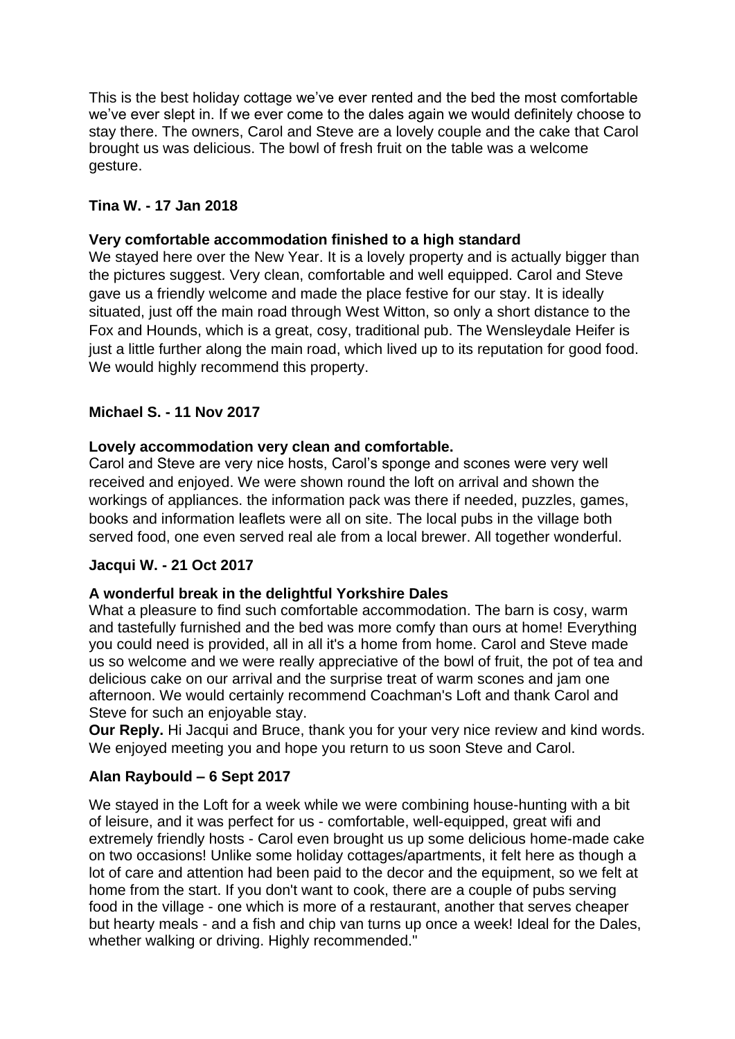This is the best holiday cottage we've ever rented and the bed the most comfortable we've ever slept in. If we ever come to the dales again we would definitely choose to stay there. The owners, Carol and Steve are a lovely couple and the cake that Carol brought us was delicious. The bowl of fresh fruit on the table was a welcome gesture.

**Tina W. - 17 Jan 2018**

**Very comfortable accommodation finished to a high standard**
We stayed here over the New Year. It is a lovely property and is actually bigger than the pictures suggest. Very clean, comfortable and well equipped. Carol and Steve gave us a friendly welcome and made the place festive for our stay. It is ideally situated, just off the main road through West Witton, so only a short distance to the Fox and Hounds, which is a great, cosy, traditional pub. The Wensleydale Heifer is just a little further along the main road, which lived up to its reputation for good food. We would highly recommend this property.

**Michael S. - 11 Nov 2017**

**Lovely accommodation very clean and comfortable.**
Carol and Steve are very nice hosts, Carol's sponge and scones were very well received and enjoyed. We were shown round the loft on arrival and shown the workings of appliances. the information pack was there if needed, puzzles, games, books and information leaflets were all on site. The local pubs in the village both served food, one even served real ale from a local brewer. All together wonderful.

**Jacqui W. - 21 Oct 2017**

**A wonderful break in the delightful Yorkshire Dales**
What a pleasure to find such comfortable accommodation. The barn is cosy, warm and tastefully furnished and the bed was more comfy than ours at home! Everything you could need is provided, all in all it's a home from home. Carol and Steve made us so welcome and we were really appreciative of the bowl of fruit, the pot of tea and delicious cake on our arrival and the surprise treat of warm scones and jam one afternoon. We would certainly recommend Coachman's Loft and thank Carol and Steve for such an enjoyable stay.
**Our Reply.** Hi Jacqui and Bruce, thank you for your very nice review and kind words. We enjoyed meeting you and hope you return to us soon Steve and Carol.

**Alan Raybould – 6 Sept 2017**

We stayed in the Loft for a week while we were combining house-hunting with a bit of leisure, and it was perfect for us - comfortable, well-equipped, great wifi and extremely friendly hosts - Carol even brought us up some delicious home-made cake on two occasions! Unlike some holiday cottages/apartments, it felt here as though a lot of care and attention had been paid to the decor and the equipment, so we felt at home from the start. If you don't want to cook, there are a couple of pubs serving food in the village - one which is more of a restaurant, another that serves cheaper but hearty meals - and a fish and chip van turns up once a week! Ideal for the Dales, whether walking or driving. Highly recommended."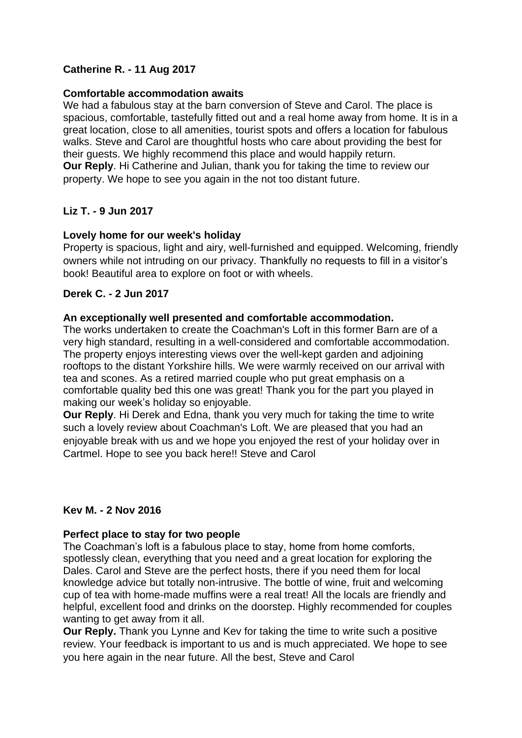**Catherine R. - 11 Aug 2017**

**Comfortable accommodation awaits**
We had a fabulous stay at the barn conversion of Steve and Carol. The place is spacious, comfortable, tastefully fitted out and a real home away from home. It is in a great location, close to all amenities, tourist spots and offers a location for fabulous walks. Steve and Carol are thoughtful hosts who care about providing the best for their guests. We highly recommend this place and would happily return.
**Our Reply**. Hi Catherine and Julian, thank you for taking the time to review our property. We hope to see you again in the not too distant future.

**Liz T. - 9 Jun 2017**

**Lovely home for our week's holiday**
Property is spacious, light and airy, well-furnished and equipped. Welcoming, friendly owners while not intruding on our privacy. Thankfully no requests to fill in a visitor's book! Beautiful area to explore on foot or with wheels.

**Derek C. - 2 Jun 2017**

**An exceptionally well presented and comfortable accommodation.**
The works undertaken to create the Coachman's Loft in this former Barn are of a very high standard, resulting in a well-considered and comfortable accommodation. The property enjoys interesting views over the well-kept garden and adjoining rooftops to the distant Yorkshire hills. We were warmly received on our arrival with tea and scones. As a retired married couple who put great emphasis on a comfortable quality bed this one was great! Thank you for the part you played in making our week's holiday so enjoyable.
**Our Reply**. Hi Derek and Edna, thank you very much for taking the time to write such a lovely review about Coachman's Loft. We are pleased that you had an enjoyable break with us and we hope you enjoyed the rest of your holiday over in Cartmel. Hope to see you back here!! Steve and Carol

**Kev M. - 2 Nov 2016**

**Perfect place to stay for two people**
The Coachman's loft is a fabulous place to stay, home from home comforts, spotlessly clean, everything that you need and a great location for exploring the Dales. Carol and Steve are the perfect hosts, there if you need them for local knowledge advice but totally non-intrusive. The bottle of wine, fruit and welcoming cup of tea with home-made muffins were a real treat! All the locals are friendly and helpful, excellent food and drinks on the doorstep. Highly recommended for couples wanting to get away from it all.
**Our Reply.** Thank you Lynne and Kev for taking the time to write such a positive review. Your feedback is important to us and is much appreciated. We hope to see you here again in the near future. All the best, Steve and Carol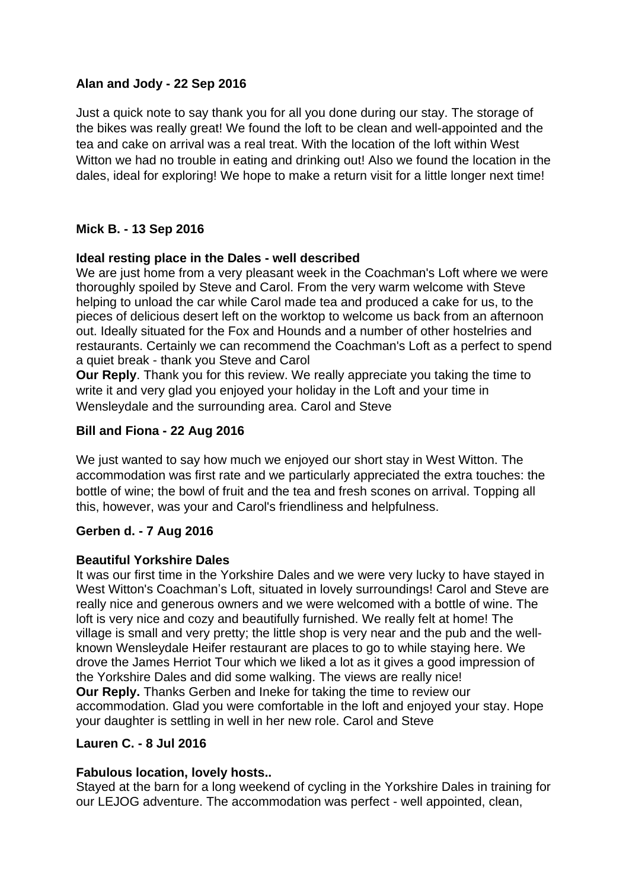**Alan and Jody - 22 Sep 2016**

Just a quick note to say thank you for all you done during our stay. The storage of the bikes was really great! We found the loft to be clean and well-appointed and the tea and cake on arrival was a real treat. With the location of the loft within West Witton we had no trouble in eating and drinking out! Also we found the location in the dales, ideal for exploring! We hope to make a return visit for a little longer next time!

**Mick B. - 13 Sep 2016**

**Ideal resting place in the Dales - well described**
We are just home from a very pleasant week in the Coachman's Loft where we were thoroughly spoiled by Steve and Carol. From the very warm welcome with Steve helping to unload the car while Carol made tea and produced a cake for us, to the pieces of delicious desert left on the worktop to welcome us back from an afternoon out. Ideally situated for the Fox and Hounds and a number of other hostelries and restaurants. Certainly we can recommend the Coachman's Loft as a perfect to spend a quiet break - thank you Steve and Carol
**Our Reply**. Thank you for this review. We really appreciate you taking the time to write it and very glad you enjoyed your holiday in the Loft and your time in Wensleydale and the surrounding area. Carol and Steve

**Bill and Fiona - 22 Aug 2016**

We just wanted to say how much we enjoyed our short stay in West Witton. The accommodation was first rate and we particularly appreciated the extra touches: the bottle of wine; the bowl of fruit and the tea and fresh scones on arrival. Topping all this, however, was your and Carol's friendliness and helpfulness.

**Gerben d. - 7 Aug 2016**

**Beautiful Yorkshire Dales**
It was our first time in the Yorkshire Dales and we were very lucky to have stayed in West Witton's Coachman's Loft, situated in lovely surroundings! Carol and Steve are really nice and generous owners and we were welcomed with a bottle of wine. The loft is very nice and cozy and beautifully furnished. We really felt at home! The village is small and very pretty; the little shop is very near and the pub and the well-known Wensleydale Heifer restaurant are places to go to while staying here. We drove the James Herriot Tour which we liked a lot as it gives a good impression of the Yorkshire Dales and did some walking. The views are really nice!
**Our Reply.** Thanks Gerben and Ineke for taking the time to review our accommodation. Glad you were comfortable in the loft and enjoyed your stay. Hope your daughter is settling in well in her new role. Carol and Steve

**Lauren C. - 8 Jul 2016**

**Fabulous location, lovely hosts..**
Stayed at the barn for a long weekend of cycling in the Yorkshire Dales in training for our LEJOG adventure. The accommodation was perfect - well appointed, clean,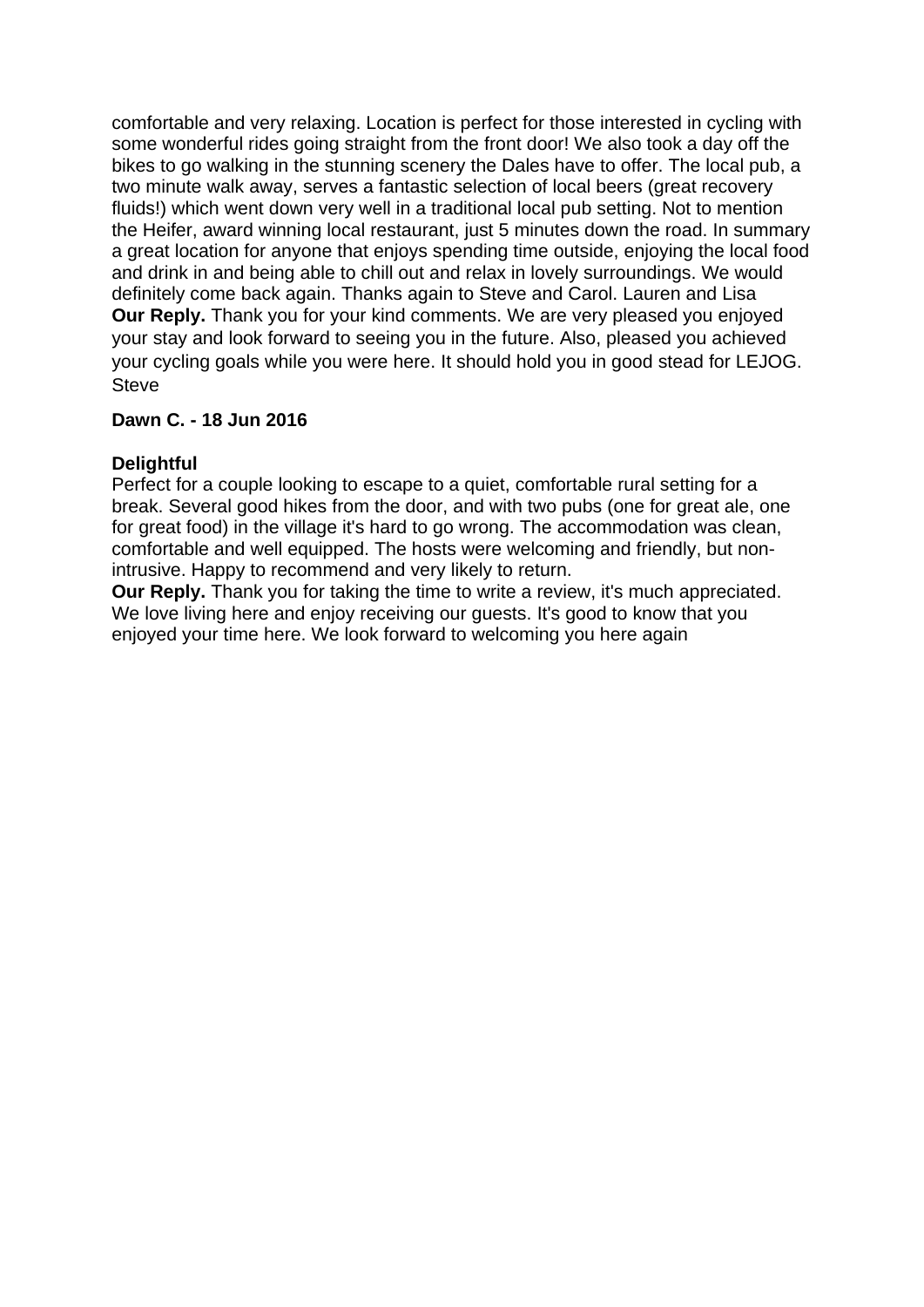comfortable and very relaxing. Location is perfect for those interested in cycling with some wonderful rides going straight from the front door! We also took a day off the bikes to go walking in the stunning scenery the Dales have to offer. The local pub, a two minute walk away, serves a fantastic selection of local beers (great recovery fluids!) which went down very well in a traditional local pub setting. Not to mention the Heifer, award winning local restaurant, just 5 minutes down the road. In summary a great location for anyone that enjoys spending time outside, enjoying the local food and drink in and being able to chill out and relax in lovely surroundings. We would definitely come back again. Thanks again to Steve and Carol. Lauren and Lisa
**Our Reply.** Thank you for your kind comments. We are very pleased you enjoyed your stay and look forward to seeing you in the future. Also, pleased you achieved your cycling goals while you were here. It should hold you in good stead for LEJOG. Steve

**Dawn C. - 18 Jun 2016**

**Delightful**
Perfect for a couple looking to escape to a quiet, comfortable rural setting for a break. Several good hikes from the door, and with two pubs (one for great ale, one for great food) in the village it's hard to go wrong. The accommodation was clean, comfortable and well equipped. The hosts were welcoming and friendly, but non-intrusive. Happy to recommend and very likely to return.
**Our Reply.** Thank you for taking the time to write a review, it's much appreciated. We love living here and enjoy receiving our guests. It's good to know that you enjoyed your time here. We look forward to welcoming you here again